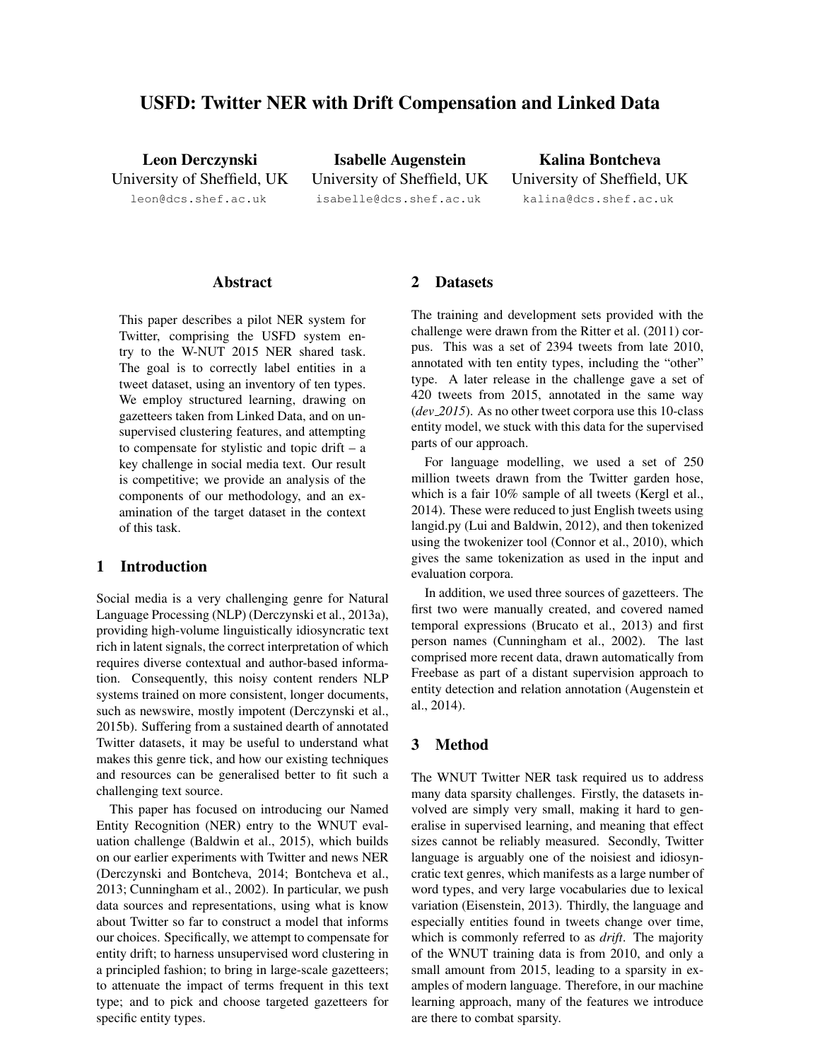# USFD: Twitter NER with Drift Compensation and Linked Data

**Leon Derczynski**
University of Sheffield, UK
leon@dcs.shef.ac.uk

**Isabelle Augenstein**
University of Sheffield, UK
isabelle@dcs.shef.ac.uk

**Kalina Bontcheva**
University of Sheffield, UK
kalina@dcs.shef.ac.uk

## Abstract

This paper describes a pilot NER system for Twitter, comprising the USFD system entry to the W-NUT 2015 NER shared task. The goal is to correctly label entities in a tweet dataset, using an inventory of ten types. We employ structured learning, drawing on gazetteers taken from Linked Data, and on unsupervised clustering features, and attempting to compensate for stylistic and topic drift – a key challenge in social media text. Our result is competitive; we provide an analysis of the components of our methodology, and an examination of the target dataset in the context of this task.

## 1 Introduction

Social media is a very challenging genre for Natural Language Processing (NLP) (Derczynski et al., 2013a), providing high-volume linguistically idiosyncratic text rich in latent signals, the correct interpretation of which requires diverse contextual and author-based information. Consequently, this noisy content renders NLP systems trained on more consistent, longer documents, such as newswire, mostly impotent (Derczynski et al., 2015b). Suffering from a sustained dearth of annotated Twitter datasets, it may be useful to understand what makes this genre tick, and how our existing techniques and resources can be generalised better to fit such a challenging text source.

This paper has focused on introducing our Named Entity Recognition (NER) entry to the WNUT evaluation challenge (Baldwin et al., 2015), which builds on our earlier experiments with Twitter and news NER (Derczynski and Bontcheva, 2014; Bontcheva et al., 2013; Cunningham et al., 2002). In particular, we push data sources and representations, using what is know about Twitter so far to construct a model that informs our choices. Specifically, we attempt to compensate for entity drift; to harness unsupervised word clustering in a principled fashion; to bring in large-scale gazetteers; to attenuate the impact of terms frequent in this text type; and to pick and choose targeted gazetteers for specific entity types.

## 2 Datasets

The training and development sets provided with the challenge were drawn from the Ritter et al. (2011) corpus. This was a set of 2394 tweets from late 2010, annotated with ten entity types, including the "other" type. A later release in the challenge gave a set of 420 tweets from 2015, annotated in the same way (*dev_2015*). As no other tweet corpora use this 10-class entity model, we stuck with this data for the supervised parts of our approach.

For language modelling, we used a set of 250 million tweets drawn from the Twitter garden hose, which is a fair 10% sample of all tweets (Kergl et al., 2014). These were reduced to just English tweets using langid.py (Lui and Baldwin, 2012), and then tokenized using the twokenizer tool (Connor et al., 2010), which gives the same tokenization as used in the input and evaluation corpora.

In addition, we used three sources of gazetteers. The first two were manually created, and covered named temporal expressions (Brucato et al., 2013) and first person names (Cunningham et al., 2002). The last comprised more recent data, drawn automatically from Freebase as part of a distant supervision approach to entity detection and relation annotation (Augenstein et al., 2014).

## 3 Method

The WNUT Twitter NER task required us to address many data sparsity challenges. Firstly, the datasets involved are simply very small, making it hard to generalise in supervised learning, and meaning that effect sizes cannot be reliably measured. Secondly, Twitter language is arguably one of the noisiest and idiosyncratic text genres, which manifests as a large number of word types, and very large vocabularies due to lexical variation (Eisenstein, 2013). Thirdly, the language and especially entities found in tweets change over time, which is commonly referred to as *drift*. The majority of the WNUT training data is from 2010, and only a small amount from 2015, leading to a sparsity in examples of modern language. Therefore, in our machine learning approach, many of the features we introduce are there to combat sparsity.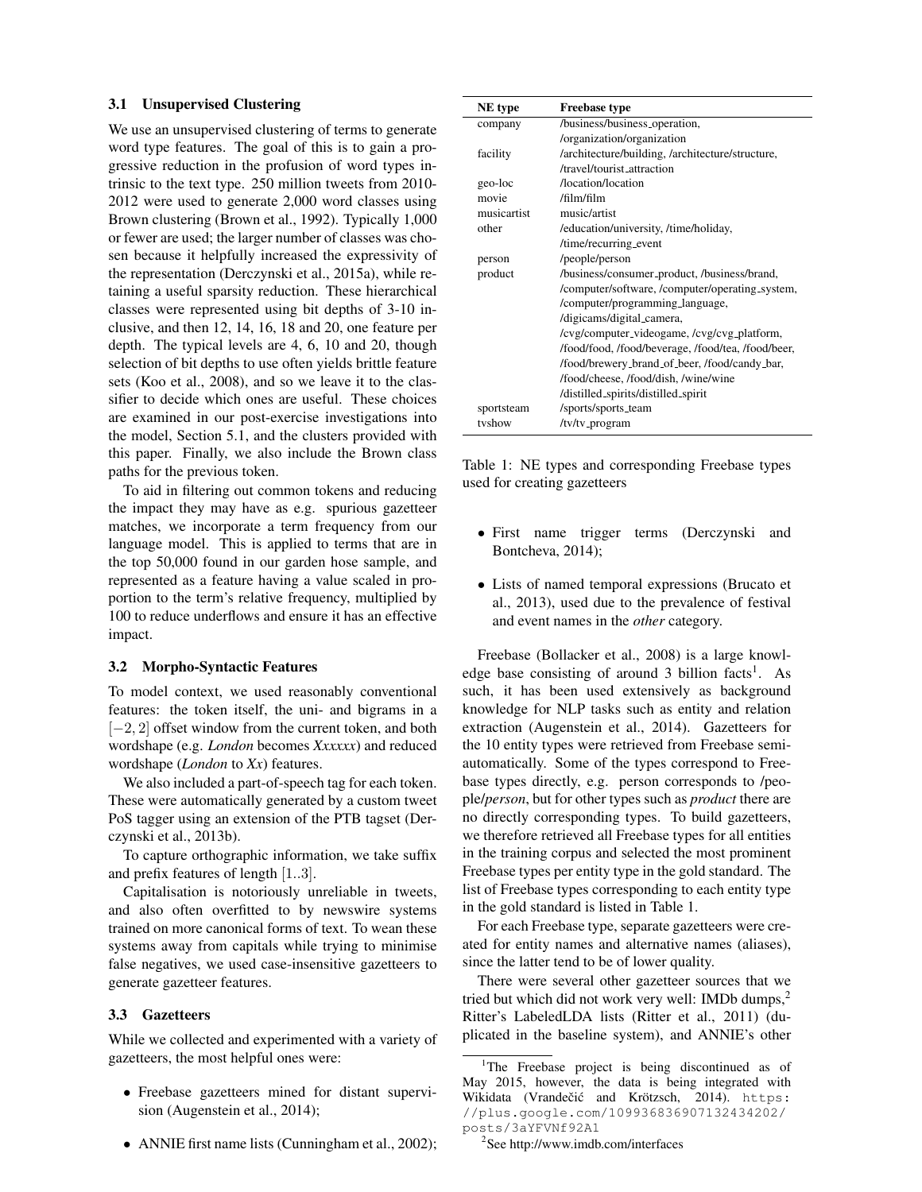### 3.1 Unsupervised Clustering

We use an unsupervised clustering of terms to generate word type features. The goal of this is to gain a progressive reduction in the profusion of word types intrinsic to the text type. 250 million tweets from 2010-2012 were used to generate 2,000 word classes using Brown clustering (Brown et al., 1992). Typically 1,000 or fewer are used; the larger number of classes was chosen because it helpfully increased the expressivity of the representation (Derczynski et al., 2015a), while retaining a useful sparsity reduction. These hierarchical classes were represented using bit depths of 3-10 inclusive, and then 12, 14, 16, 18 and 20, one feature per depth. The typical levels are 4, 6, 10 and 20, though selection of bit depths to use often yields brittle feature sets (Koo et al., 2008), and so we leave it to the classifier to decide which ones are useful. These choices are examined in our post-exercise investigations into the model, Section 5.1, and the clusters provided with this paper. Finally, we also include the Brown class paths for the previous token.

To aid in filtering out common tokens and reducing the impact they may have as e.g. spurious gazetteer matches, we incorporate a term frequency from our language model. This is applied to terms that are in the top 50,000 found in our garden hose sample, and represented as a feature having a value scaled in proportion to the term's relative frequency, multiplied by 100 to reduce underflows and ensure it has an effective impact.

### 3.2 Morpho-Syntactic Features

To model context, we used reasonably conventional features: the token itself, the uni- and bigrams in a $[-2, 2]$ offset window from the current token, and both wordshape (e.g. *London* becomes *Xxxxxx*) and reduced wordshape (*London* to *Xx*) features.

We also included a part-of-speech tag for each token. These were automatically generated by a custom tweet PoS tagger using an extension of the PTB tagset (Derczynski et al., 2013b).

To capture orthographic information, we take suffix and prefix features of length $[1..3]$.

Capitalisation is notoriously unreliable in tweets, and also often overfitted to by newswire systems trained on more canonical forms of text. To wean these systems away from capitals while trying to minimise false negatives, we used case-insensitive gazetteers to generate gazetteer features.

### 3.3 Gazetteers

While we collected and experimented with a variety of gazetteers, the most helpful ones were:

- Freebase gazetteers mined for distant supervision (Augenstein et al., 2014);
- ANNIE first name lists (Cunningham et al., 2002);
- First name trigger terms (Derczynski and Bontcheva, 2014);
- Lists of named temporal expressions (Brucato et al., 2013), used due to the prevalence of festival and event names in the *other* category.

| NE type | Freebase type |
|---|---|
| company | /business/business_operation, /organization/organization |
| facility | /architecture/building, /architecture/structure, /travel/tourist_attraction |
| geo-loc | /location/location |
| movie | /film/film |
| musicartist | music/artist |
| other | /education/university, /time/holiday, /time/recurring_event |
| person | /people/person |
| product | /business/consumer_product, /business/brand, /computer/software, /computer/operating_system, /computer/programming_language, /digicams/digital_camera, /cvg/computer_videogame, /cvg/cvg_platform, /food/food, /food/beverage, /food/tea, /food/beer, /food/brewery_brand_of_beer, /food/candy_bar, /food/cheese, /food/dish, /wine/wine /distilled_spirits/distilled_spirit |
| sportsteam | /sports/sports_team |
| tvshow | /tv/tv_program |

Table 1: NE types and corresponding Freebase types used for creating gazetteers

Freebase (Bollacker et al., 2008) is a large knowledge base consisting of around 3 billion facts[1]. As such, it has been used extensively as background knowledge for NLP tasks such as entity and relation extraction (Augenstein et al., 2014). Gazetteers for the 10 entity types were retrieved from Freebase semi-automatically. Some of the types correspond to Freebase types directly, e.g. person corresponds to /people/*person*, but for other types such as *product* there are no directly corresponding types. To build gazetteers, we therefore retrieved all Freebase types for all entities in the training corpus and selected the most prominent Freebase types per entity type in the gold standard. The list of Freebase types corresponding to each entity type in the gold standard is listed in Table 1.

For each Freebase type, separate gazetteers were created for entity names and alternative names (aliases), since the latter tend to be of lower quality.

There were several other gazetteer sources that we tried but which did not work very well: IMDb dumps,[2] Ritter's LabeledLDA lists (Ritter et al., 2011) (duplicated in the baseline system), and ANNIE's other

[1] The Freebase project is being discontinued as of May 2015, however, the data is being integrated with Wikidata (Vrandečić and Krötzsch, 2014). https://plus.google.com/109936836907132434202/posts/3aYFVNf92A1

[2] See http://www.imdb.com/interfaces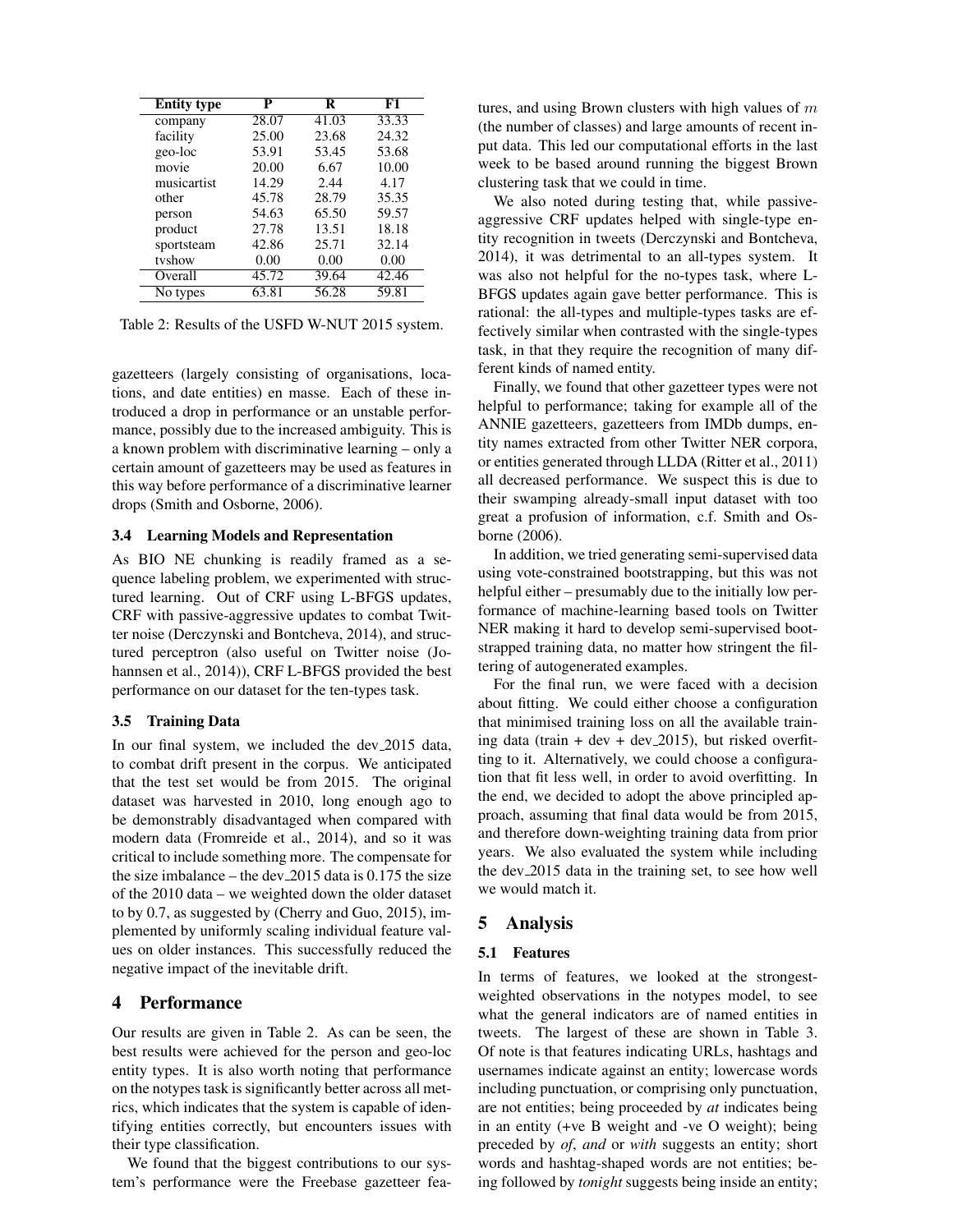| Entity type | P | R | F1 |
| --- | --- | --- | --- |
| company | 28.07 | 41.03 | 33.33 |
| facility | 25.00 | 23.68 | 24.32 |
| geo-loc | 53.91 | 53.45 | 53.68 |
| movie | 20.00 | 6.67 | 10.00 |
| musicartist | 14.29 | 2.44 | 4.17 |
| other | 45.78 | 28.79 | 35.35 |
| person | 54.63 | 65.50 | 59.57 |
| product | 27.78 | 13.51 | 18.18 |
| sportsteam | 42.86 | 25.71 | 32.14 |
| tvshow | 0.00 | 0.00 | 0.00 |
| Overall | 45.72 | 39.64 | 42.46 |
| No types | 63.81 | 56.28 | 59.81 |

Table 2: Results of the USFD W-NUT 2015 system.

gazetteers (largely consisting of organisations, locations, and date entities) en masse. Each of these introduced a drop in performance or an unstable performance, possibly due to the increased ambiguity. This is a known problem with discriminative learning – only a certain amount of gazetteers may be used as features in this way before performance of a discriminative learner drops (Smith and Osborne, 2006).

### 3.4 Learning Models and Representation

As BIO NE chunking is readily framed as a sequence labeling problem, we experimented with structured learning. Out of CRF using L-BFGS updates, CRF with passive-aggressive updates to combat Twitter noise (Derczynski and Bontcheva, 2014), and structured perceptron (also useful on Twitter noise (Johannsen et al., 2014)), CRF L-BFGS provided the best performance on our dataset for the ten-types task.

### 3.5 Training Data

In our final system, we included the dev_2015 data, to combat drift present in the corpus. We anticipated that the test set would be from 2015. The original dataset was harvested in 2010, long enough ago to be demonstrably disadvantaged when compared with modern data (Fromreide et al., 2014), and so it was critical to include something more. The compensate for the size imbalance – the dev_2015 data is 0.175 the size of the 2010 data – we weighted down the older dataset to by 0.7, as suggested by (Cherry and Guo, 2015), implemented by uniformly scaling individual feature values on older instances. This successfully reduced the negative impact of the inevitable drift.

## 4 Performance

Our results are given in Table 2. As can be seen, the best results were achieved for the person and geo-loc entity types. It is also worth noting that performance on the notypes task is significantly better across all metrics, which indicates that the system is capable of identifying entities correctly, but encounters issues with their type classification.

We found that the biggest contributions to our system's performance were the Freebase gazetteer features, and using Brown clusters with high values of $m$ (the number of classes) and large amounts of recent input data. This led our computational efforts in the last week to be based around running the biggest Brown clustering task that we could in time.

We also noted during testing that, while passive-aggressive CRF updates helped with single-type entity recognition in tweets (Derczynski and Bontcheva, 2014), it was detrimental to an all-types system. It was also not helpful for the no-types task, where L-BFGS updates again gave better performance. This is rational: the all-types and multiple-types tasks are effectively similar when contrasted with the single-types task, in that they require the recognition of many different kinds of named entity.

Finally, we found that other gazetteer types were not helpful to performance; taking for example all of the ANNIE gazetteers, gazetteers from IMDb dumps, entity names extracted from other Twitter NER corpora, or entities generated through LLDA (Ritter et al., 2011) all decreased performance. We suspect this is due to their swamping already-small input dataset with too great a profusion of information, c.f. Smith and Osborne (2006).

In addition, we tried generating semi-supervised data using vote-constrained bootstrapping, but this was not helpful either – presumably due to the initially low performance of machine-learning based tools on Twitter NER making it hard to develop semi-supervised bootstrapped training data, no matter how stringent the filtering of autogenerated examples.

For the final run, we were faced with a decision about fitting. We could either choose a configuration that minimised training loss on all the available training data (train + dev + dev_2015), but risked overfitting to it. Alternatively, we could choose a configuration that fit less well, in order to avoid overfitting. In the end, we decided to adopt the above principled approach, assuming that final data would be from 2015, and therefore down-weighting training data from prior years. We also evaluated the system while including the dev_2015 data in the training set, to see how well we would match it.

## 5 Analysis

### 5.1 Features

In terms of features, we looked at the strongest-weighted observations in the notypes model, to see what the general indicators are of named entities in tweets. The largest of these are shown in Table 3. Of note is that features indicating URLs, hashtags and usernames indicate against an entity; lowercase words including punctuation, or comprising only punctuation, are not entities; being proceeded by *at* indicates being in an entity (+ve B weight and -ve O weight); being preceded by *of*, *and* or *with* suggests an entity; short words and hashtag-shaped words are not entities; being followed by *tonight* suggests being inside an entity;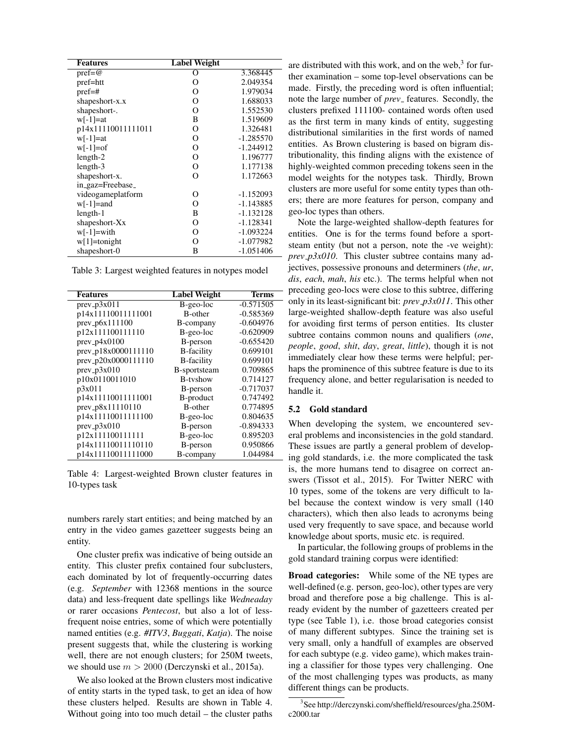| Features | Label | Weight |
|---|---|---|
| pref=@ | O | 3.368445 |
| pref=htt | O | 2.049354 |
| pref=# | O | 1.979034 |
| shapeshort-x.x | O | 1.688033 |
| shapeshort-. | O | 1.552530 |
| w[-1]=at | B | 1.519609 |
| p14x11110011111011 | O | 1.326481 |
| w[-1]=at | O | -1.285570 |
| w[-1]=of | O | -1.244912 |
| length-2 | O | 1.196777 |
| length-3 | O | 1.177138 |
| shapeshort-x. | O | 1.172663 |
| in_gaz=Freebase_ videogameplatform | O | -1.152093 |
| w[-1]=and | O | -1.143885 |
| length-1 | B | -1.132128 |
| shapeshort-Xx | O | -1.128341 |
| w[-1]=with | O | -1.093224 |
| w[1]=tonight | O | -1.077982 |
| shapeshort-0 | B | -1.051406 |

Table 3: Largest weighted features in notypes model

| Features | Label Weight | Terms |
|---|---|---|
| prev_p3x011 | B-geo-loc | -0.571505 |
| p14x11110011111001 | B-other | -0.585369 |
| prev_p6x111100 | B-company | -0.604976 |
| p12x111100111110 | B-geo-loc | -0.620909 |
| prev_p4x0100 | B-person | -0.655420 |
| prev_p18x0000111110 | B-facility | 0.699101 |
| prev_p20x0000111110 | B-facility | 0.699101 |
| prev_p3x010 | B-sportsteam | 0.709865 |
| p10x0110011010 | B-tvshow | 0.714127 |
| p3x011 | B-person | -0.717037 |
| p14x11110011111001 | B-product | 0.747492 |
| prev_p8x11110110 | B-other | 0.774895 |
| p14x11110011111100 | B-geo-loc | 0.804635 |
| prev_p3x010 | B-person | -0.894333 |
| p12x111100111111 | B-geo-loc | 0.895203 |
| p14x11110011110110 | B-person | 0.950866 |
| p14x11110011111000 | B-company | 1.044984 |

Table 4: Largest-weighted Brown cluster features in 10-types task

numbers rarely start entities; and being matched by an entry in the video games gazetteer suggests being an entity.

One cluster prefix was indicative of being outside an entity. This cluster prefix contained four subclusters, each dominated by lot of frequently-occurring dates (e.g. *September* with 12368 mentions in the source data) and less-frequent date spellings like *Wedneaday* or rarer occasions *Pentecost*, but also a lot of less-frequent noise entries, some of which were potentially named entities (e.g. *#ITV3*, *Buggati*, *Katja*). The noise present suggests that, while the clustering is working well, there are not enough clusters; for 250M tweets, we should use $m > 2000$ (Derczynski et al., 2015a).

We also looked at the Brown clusters most indicative of entity starts in the typed task, to get an idea of how these clusters helped. Results are shown in Table 4. Without going into too much detail – the cluster paths are distributed with this work, and on the web,[3] for further examination – some top-level observations can be made. Firstly, the preceding word is often influential; note the large number of *prev_* features. Secondly, the clusters prefixed 111100- contained words often used as the first term in many kinds of entity, suggesting distributional similarities in the first words of named entities. As Brown clustering is based on bigram distributionality, this finding aligns with the existence of highly-weighted common preceding tokens seen in the model weights for the notypes task. Thirdly, Brown clusters are more useful for some entity types than others; there are more features for person, company and geo-loc types than others.

Note the large-weighted shallow-depth features for entities. One is for the terms found before a sportsteam entity (but not a person, note the -ve weight): *prev_p3x010*. This cluster subtree contains many adjectives, possessive pronouns and determiners (*the*, *ur*, *dis*, *each*, *mah*, *his* etc.). The terms helpful when not preceding geo-locs were close to this subtree, differing only in its least-significant bit: *prev_p3x011*. This other large-weighted shallow-depth feature was also useful for avoiding first terms of person entities. Its cluster subtree contains common nouns and qualifiers (*one*, *people*, *good*, *shit*, *day*, *great*, *little*), though it is not immediately clear how these terms were helpful; perhaps the prominence of this subtree feature is due to its frequency alone, and better regularisation is needed to handle it.

### 5.2 Gold standard

When developing the system, we encountered several problems and inconsistencies in the gold standard. These issues are partly a general problem of developing gold standards, i.e. the more complicated the task is, the more humans tend to disagree on correct answers (Tissot et al., 2015). For Twitter NERC with 10 types, some of the tokens are very difficult to label because the context window is very small (140 characters), which then also leads to acronyms being used very frequently to save space, and because world knowledge about sports, music etc. is required.

In particular, the following groups of problems in the gold standard training corpus were identified:

**Broad categories:** While some of the NE types are well-defined (e.g. person, geo-loc), other types are very broad and therefore pose a big challenge. This is already evident by the number of gazetteers created per type (see Table 1), i.e. those broad categories consist of many different subtypes. Since the training set is very small, only a handfull of examples are observed for each subtype (e.g. video game), which makes training a classifier for those types very challenging. One of the most challenging types was products, as many different things can be products.

[3] See http://derczynski.com/sheffield/resources/gha.250M-c2000.tar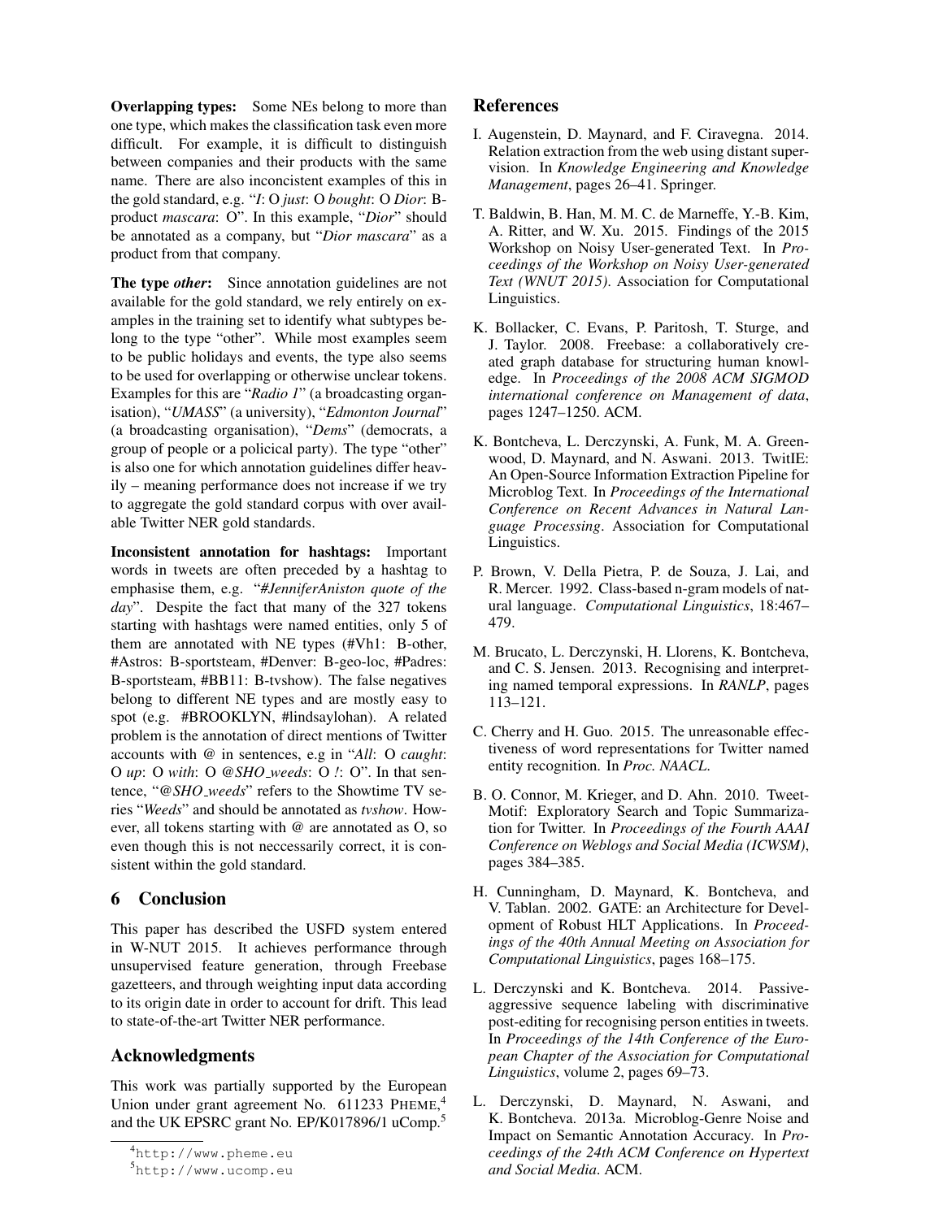**Overlapping types:** Some NEs belong to more than one type, which makes the classification task even more difficult. For example, it is difficult to distinguish between companies and their products with the same name. There are also inconcistent examples of this in the gold standard, e.g. "*I*: O *just*: O *bought*: O *Dior*: B-product *mascara*: O". In this example, "*Dior*" should be annotated as a company, but "*Dior mascara*" as a product from that company.

**The type *other*:** Since annotation guidelines are not available for the gold standard, we rely entirely on examples in the training set to identify what subtypes belong to the type "other". While most examples seem to be public holidays and events, the type also seems to be used for overlapping or otherwise unclear tokens. Examples for this are "*Radio 1*" (a broadcasting organisation), "*UMASS*" (a university), "*Edmonton Journal*" (a broadcasting organisation), "*Dems*" (democrats, a group of people or a policical party). The type "other" is also one for which annotation guidelines differ heavily – meaning performance does not increase if we try to aggregate the gold standard corpus with over available Twitter NER gold standards.

**Inconsistent annotation for hashtags:** Important words in tweets are often preceded by a hashtag to emphasise them, e.g. "*#JenniferAniston quote of the day*". Despite the fact that many of the 327 tokens starting with hashtags were named entities, only 5 of them are annotated with NE types (#Vh1: B-other, #Astros: B-sportsteam, #Denver: B-geo-loc, #Padres: B-sportsteam, #BB11: B-tvshow). The false negatives belong to different NE types and are mostly easy to spot (e.g. #BROOKLYN, #lindsaylohan). A related problem is the annotation of direct mentions of Twitter accounts with @ in sentences, e.g in "*All*: O *caught*: O *up*: O *with*: O *@SHO_weeds*: O *!*: O". In that sentence, "*@SHO_weeds*" refers to the Showtime TV series "*Weeds*" and should be annotated as *tvshow*. However, all tokens starting with @ are annotated as O, so even though this is not neccessarily correct, it is consistent within the gold standard.

## 6 Conclusion

This paper has described the USFD system entered in W-NUT 2015. It achieves performance through unsupervised feature generation, through Freebase gazetteers, and through weighting input data according to its origin date in order to account for drift. This lead to state-of-the-art Twitter NER performance.

## Acknowledgments

This work was partially supported by the European Union under grant agreement No. 611233 PHEME,[4] and the UK EPSRC grant No. EP/K017896/1 uComp.[5]

[4] http://www.pheme.eu

[5] http://www.ucomp.eu

## References

I. Augenstein, D. Maynard, and F. Ciravegna. 2014. Relation extraction from the web using distant supervision. In *Knowledge Engineering and Knowledge Management*, pages 26–41. Springer.

T. Baldwin, B. Han, M. M. C. de Marneffe, Y.-B. Kim, A. Ritter, and W. Xu. 2015. Findings of the 2015 Workshop on Noisy User-generated Text. In *Proceedings of the Workshop on Noisy User-generated Text (WNUT 2015)*. Association for Computational Linguistics.

K. Bollacker, C. Evans, P. Paritosh, T. Sturge, and J. Taylor. 2008. Freebase: a collaboratively created graph database for structuring human knowledge. In *Proceedings of the 2008 ACM SIGMOD international conference on Management of data*, pages 1247–1250. ACM.

K. Bontcheva, L. Derczynski, A. Funk, M. A. Greenwood, D. Maynard, and N. Aswani. 2013. TwitIE: An Open-Source Information Extraction Pipeline for Microblog Text. In *Proceedings of the International Conference on Recent Advances in Natural Language Processing*. Association for Computational Linguistics.

P. Brown, V. Della Pietra, P. de Souza, J. Lai, and R. Mercer. 1992. Class-based n-gram models of natural language. *Computational Linguistics*, 18:467–479.

M. Brucato, L. Derczynski, H. Llorens, K. Bontcheva, and C. S. Jensen. 2013. Recognising and interpreting named temporal expressions. In *RANLP*, pages 113–121.

C. Cherry and H. Guo. 2015. The unreasonable effectiveness of word representations for Twitter named entity recognition. In *Proc. NAACL*.

B. O. Connor, M. Krieger, and D. Ahn. 2010. TweetMotif: Exploratory Search and Topic Summarization for Twitter. In *Proceedings of the Fourth AAAI Conference on Weblogs and Social Media (ICWSM)*, pages 384–385.

H. Cunningham, D. Maynard, K. Bontcheva, and V. Tablan. 2002. GATE: an Architecture for Development of Robust HLT Applications. In *Proceedings of the 40th Annual Meeting on Association for Computational Linguistics*, pages 168–175.

L. Derczynski and K. Bontcheva. 2014. Passive-aggressive sequence labeling with discriminative post-editing for recognising person entities in tweets. In *Proceedings of the 14th Conference of the European Chapter of the Association for Computational Linguistics*, volume 2, pages 69–73.

L. Derczynski, D. Maynard, N. Aswani, and K. Bontcheva. 2013a. Microblog-Genre Noise and Impact on Semantic Annotation Accuracy. In *Proceedings of the 24th ACM Conference on Hypertext and Social Media*. ACM.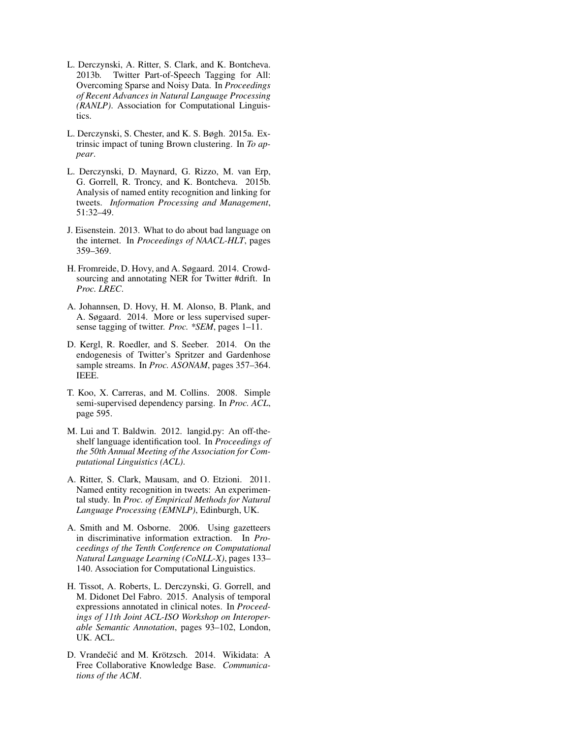L. Derczynski, A. Ritter, S. Clark, and K. Bontcheva. 2013b. Twitter Part-of-Speech Tagging for All: Overcoming Sparse and Noisy Data. In *Proceedings of Recent Advances in Natural Language Processing (RANLP)*. Association for Computational Linguistics.

L. Derczynski, S. Chester, and K. S. Bøgh. 2015a. Extrinsic impact of tuning Brown clustering. In *To appear*.

L. Derczynski, D. Maynard, G. Rizzo, M. van Erp, G. Gorrell, R. Troncy, and K. Bontcheva. 2015b. Analysis of named entity recognition and linking for tweets. *Information Processing and Management*, 51:32–49.

J. Eisenstein. 2013. What to do about bad language on the internet. In *Proceedings of NAACL-HLT*, pages 359–369.

H. Fromreide, D. Hovy, and A. Søgaard. 2014. Crowdsourcing and annotating NER for Twitter #drift. In *Proc. LREC*.

A. Johannsen, D. Hovy, H. M. Alonso, B. Plank, and A. Søgaard. 2014. More or less supervised supersense tagging of twitter. *Proc. *SEM*, pages 1–11.

D. Kergl, R. Roedler, and S. Seeber. 2014. On the endogenesis of Twitter's Spritzer and Gardenhose sample streams. In *Proc. ASONAM*, pages 357–364. IEEE.

T. Koo, X. Carreras, and M. Collins. 2008. Simple semi-supervised dependency parsing. In *Proc. ACL*, page 595.

M. Lui and T. Baldwin. 2012. langid.py: An off-the-shelf language identification tool. In *Proceedings of the 50th Annual Meeting of the Association for Computational Linguistics (ACL)*.

A. Ritter, S. Clark, Mausam, and O. Etzioni. 2011. Named entity recognition in tweets: An experimental study. In *Proc. of Empirical Methods for Natural Language Processing (EMNLP)*, Edinburgh, UK.

A. Smith and M. Osborne. 2006. Using gazetteers in discriminative information extraction. In *Proceedings of the Tenth Conference on Computational Natural Language Learning (CoNLL-X)*, pages 133–140. Association for Computational Linguistics.

H. Tissot, A. Roberts, L. Derczynski, G. Gorrell, and M. Didonet Del Fabro. 2015. Analysis of temporal expressions annotated in clinical notes. In *Proceedings of 11th Joint ACL-ISO Workshop on Interoperable Semantic Annotation*, pages 93–102, London, UK. ACL.

D. Vrandečić and M. Krötzsch. 2014. Wikidata: A Free Collaborative Knowledge Base. *Communications of the ACM*.